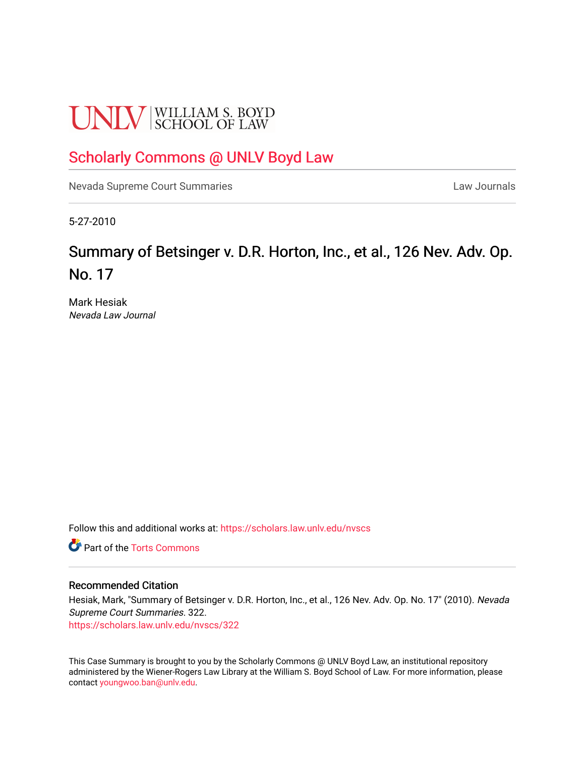UNLV | WILLIAM S. BOYD SCHOOL OF LAW

# Scholarly Commons @ UNLV Boyd Law

Nevada Supreme Court Summaries | Law Journals

5-27-2010

# Summary of Betsinger v. D.R. Horton, Inc., et al., 126 Nev. Adv. Op. No. 17

Mark Hesiak
*Nevada Law Journal*

Follow this and additional works at: https://scholars.law.unlv.edu/nvscs

Part of the Torts Commons

## Recommended Citation

Hesiak, Mark, "Summary of Betsinger v. D.R. Horton, Inc., et al., 126 Nev. Adv. Op. No. 17" (2010). *Nevada Supreme Court Summaries*. 322.
https://scholars.law.unlv.edu/nvscs/322

This Case Summary is brought to you by the Scholarly Commons @ UNLV Boyd Law, an institutional repository administered by the Wiener-Rogers Law Library at the William S. Boyd School of Law. For more information, please contact youngwoo.ban@unlv.edu.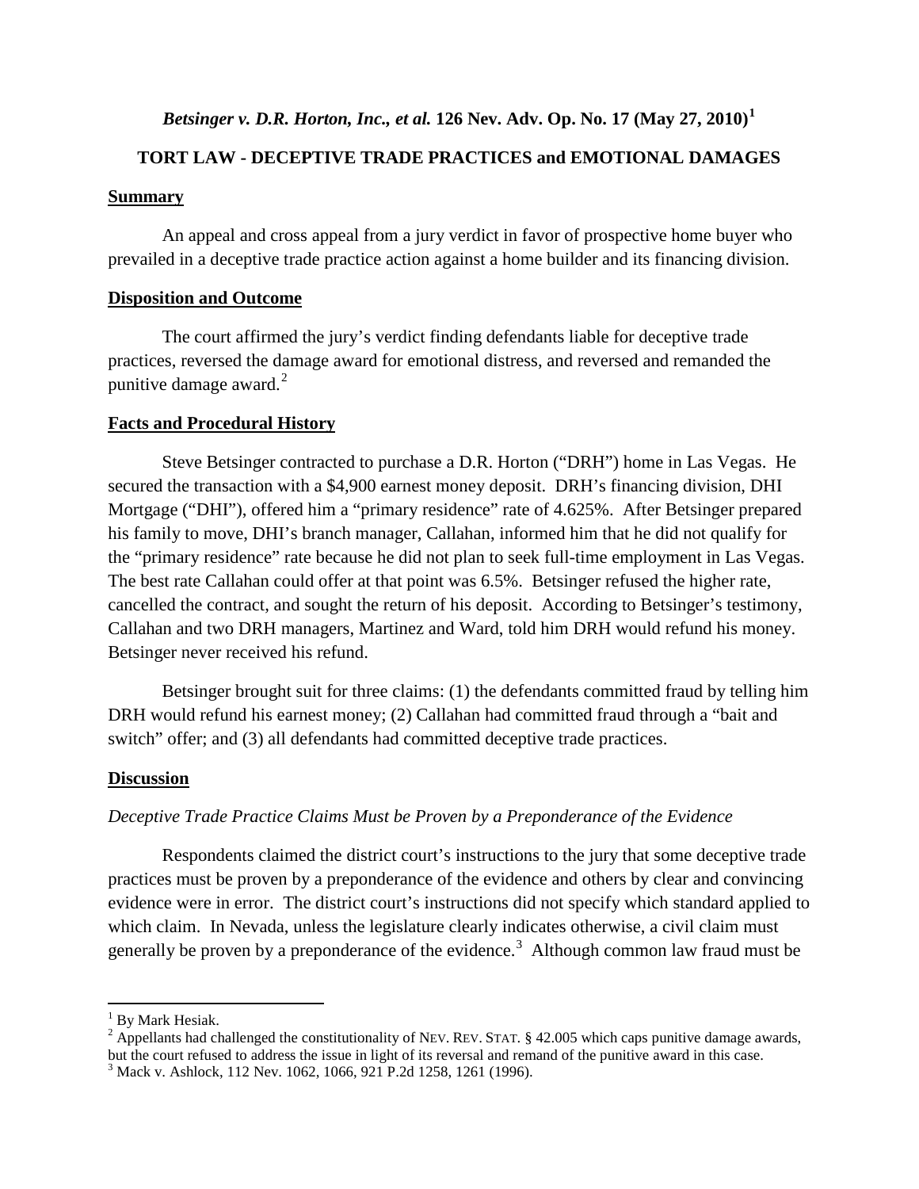## *Betsinger v. D.R. Horton, Inc., et al.* 126 Nev. Adv. Op. No. 17 (May 27, 2010)[1]

### TORT LAW - DECEPTIVE TRADE PRACTICES and EMOTIONAL DAMAGES

**Summary**

An appeal and cross appeal from a jury verdict in favor of prospective home buyer who prevailed in a deceptive trade practice action against a home builder and its financing division.

**Disposition and Outcome**

The court affirmed the jury's verdict finding defendants liable for deceptive trade practices, reversed the damage award for emotional distress, and reversed and remanded the punitive damage award.[2]

**Facts and Procedural History**

Steve Betsinger contracted to purchase a D.R. Horton ("DRH") home in Las Vegas. He secured the transaction with a $4,900 earnest money deposit. DRH's financing division, DHI Mortgage ("DHI"), offered him a "primary residence" rate of 4.625%. After Betsinger prepared his family to move, DHI's branch manager, Callahan, informed him that he did not qualify for the "primary residence" rate because he did not plan to seek full-time employment in Las Vegas. The best rate Callahan could offer at that point was 6.5%. Betsinger refused the higher rate, cancelled the contract, and sought the return of his deposit. According to Betsinger's testimony, Callahan and two DRH managers, Martinez and Ward, told him DRH would refund his money. Betsinger never received his refund.

Betsinger brought suit for three claims: (1) the defendants committed fraud by telling him DRH would refund his earnest money; (2) Callahan had committed fraud through a "bait and switch" offer; and (3) all defendants had committed deceptive trade practices.

**Discussion**

*Deceptive Trade Practice Claims Must be Proven by a Preponderance of the Evidence*

Respondents claimed the district court's instructions to the jury that some deceptive trade practices must be proven by a preponderance of the evidence and others by clear and convincing evidence were in error. The district court's instructions did not specify which standard applied to which claim. In Nevada, unless the legislature clearly indicates otherwise, a civil claim must generally be proven by a preponderance of the evidence.[3] Although common law fraud must be

---

[1] By Mark Hesiak.

[2] Appellants had challenged the constitutionality of NEV. REV. STAT. § 42.005 which caps punitive damage awards, but the court refused to address the issue in light of its reversal and remand of the punitive award in this case.

[3] Mack v. Ashlock, 112 Nev. 1062, 1066, 921 P.2d 1258, 1261 (1996).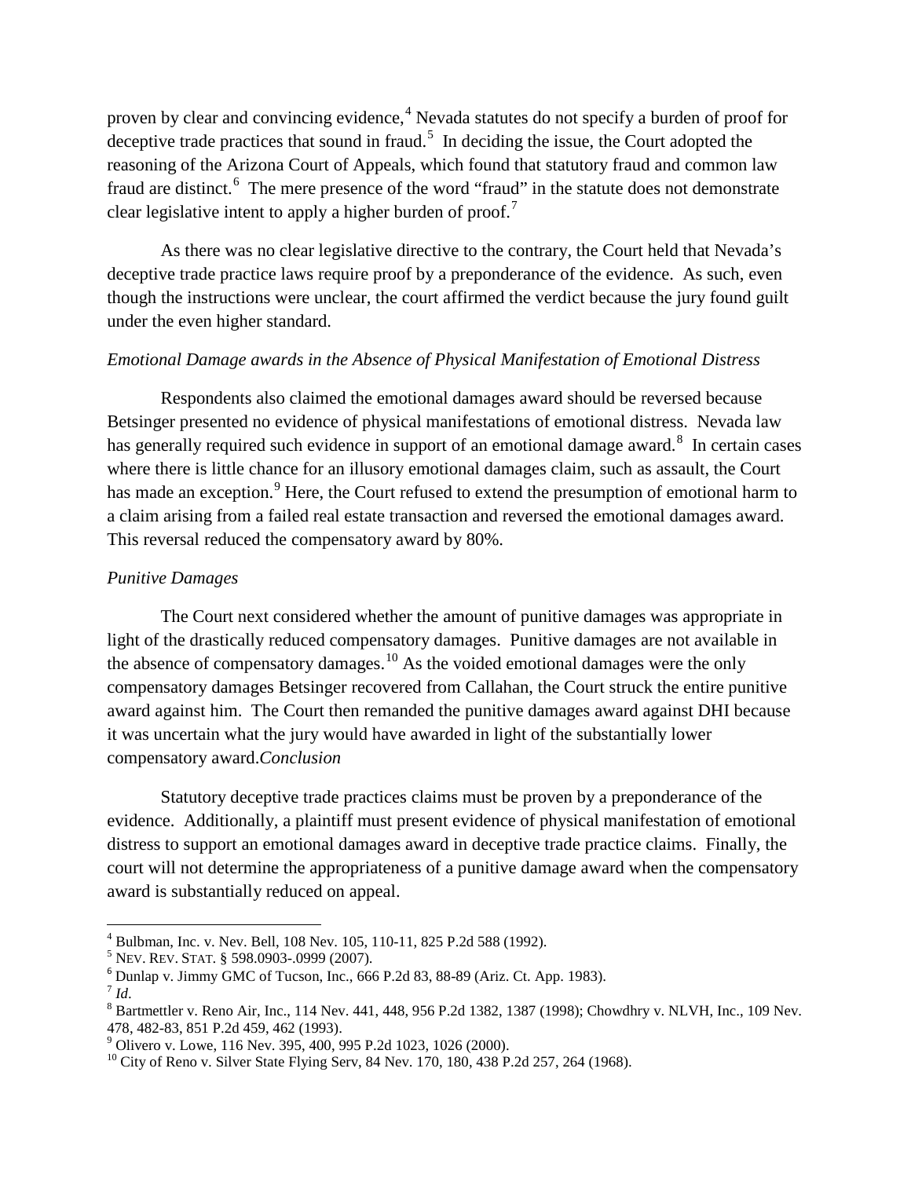proven by clear and convincing evidence,[4] Nevada statutes do not specify a burden of proof for deceptive trade practices that sound in fraud.[5] In deciding the issue, the Court adopted the reasoning of the Arizona Court of Appeals, which found that statutory fraud and common law fraud are distinct.[6] The mere presence of the word "fraud" in the statute does not demonstrate clear legislative intent to apply a higher burden of proof.[7]

As there was no clear legislative directive to the contrary, the Court held that Nevada's deceptive trade practice laws require proof by a preponderance of the evidence. As such, even though the instructions were unclear, the court affirmed the verdict because the jury found guilt under the even higher standard.

*Emotional Damage awards in the Absence of Physical Manifestation of Emotional Distress*

Respondents also claimed the emotional damages award should be reversed because Betsinger presented no evidence of physical manifestations of emotional distress. Nevada law has generally required such evidence in support of an emotional damage award.[8] In certain cases where there is little chance for an illusory emotional damages claim, such as assault, the Court has made an exception.[9] Here, the Court refused to extend the presumption of emotional harm to a claim arising from a failed real estate transaction and reversed the emotional damages award. This reversal reduced the compensatory award by 80%.

*Punitive Damages*

The Court next considered whether the amount of punitive damages was appropriate in light of the drastically reduced compensatory damages. Punitive damages are not available in the absence of compensatory damages.[10] As the voided emotional damages were the only compensatory damages Betsinger recovered from Callahan, the Court struck the entire punitive award against him. The Court then remanded the punitive damages award against DHI because it was uncertain what the jury would have awarded in light of the substantially lower compensatory award.

*Conclusion*

Statutory deceptive trade practices claims must be proven by a preponderance of the evidence. Additionally, a plaintiff must present evidence of physical manifestation of emotional distress to support an emotional damages award in deceptive trade practice claims. Finally, the court will not determine the appropriateness of a punitive damage award when the compensatory award is substantially reduced on appeal.

---

[4] Bulbman, Inc. v. Nev. Bell, 108 Nev. 105, 110-11, 825 P.2d 588 (1992).
[5] NEV. REV. STAT. § 598.0903-.0999 (2007).
[6] Dunlap v. Jimmy GMC of Tucson, Inc., 666 P.2d 83, 88-89 (Ariz. Ct. App. 1983).
[7] *Id*.
[8] Bartmettler v. Reno Air, Inc., 114 Nev. 441, 448, 956 P.2d 1382, 1387 (1998); Chowdhry v. NLVH, Inc., 109 Nev. 478, 482-83, 851 P.2d 459, 462 (1993).
[9] Olivero v. Lowe, 116 Nev. 395, 400, 995 P.2d 1023, 1026 (2000).
[10] City of Reno v. Silver State Flying Serv, 84 Nev. 170, 180, 438 P.2d 257, 264 (1968).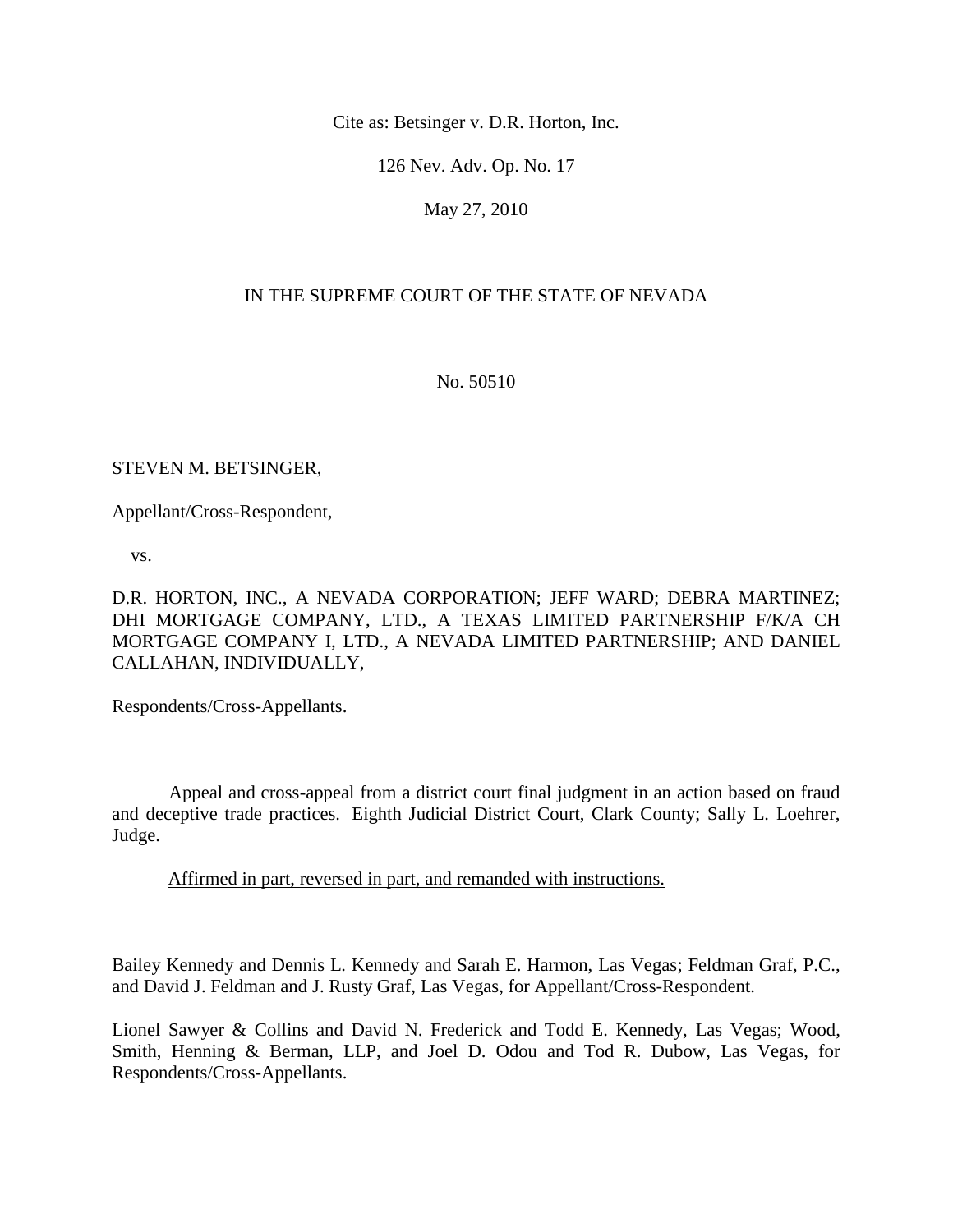Cite as: Betsinger v. D.R. Horton, Inc.

126 Nev. Adv. Op. No. 17

May 27, 2010

IN THE SUPREME COURT OF THE STATE OF NEVADA

No. 50510

STEVEN M. BETSINGER,

Appellant/Cross-Respondent,

vs.

D.R. HORTON, INC., A NEVADA CORPORATION; JEFF WARD; DEBRA MARTINEZ; DHI MORTGAGE COMPANY, LTD., A TEXAS LIMITED PARTNERSHIP F/K/A CH MORTGAGE COMPANY I, LTD., A NEVADA LIMITED PARTNERSHIP; AND DANIEL CALLAHAN, INDIVIDUALLY,

Respondents/Cross-Appellants.

Appeal and cross-appeal from a district court final judgment in an action based on fraud and deceptive trade practices. Eighth Judicial District Court, Clark County; Sally L. Loehrer, Judge.

Affirmed in part, reversed in part, and remanded with instructions.

Bailey Kennedy and Dennis L. Kennedy and Sarah E. Harmon, Las Vegas; Feldman Graf, P.C., and David J. Feldman and J. Rusty Graf, Las Vegas, for Appellant/Cross-Respondent.

Lionel Sawyer & Collins and David N. Frederick and Todd E. Kennedy, Las Vegas; Wood, Smith, Henning & Berman, LLP, and Joel D. Odou and Tod R. Dubow, Las Vegas, for Respondents/Cross-Appellants.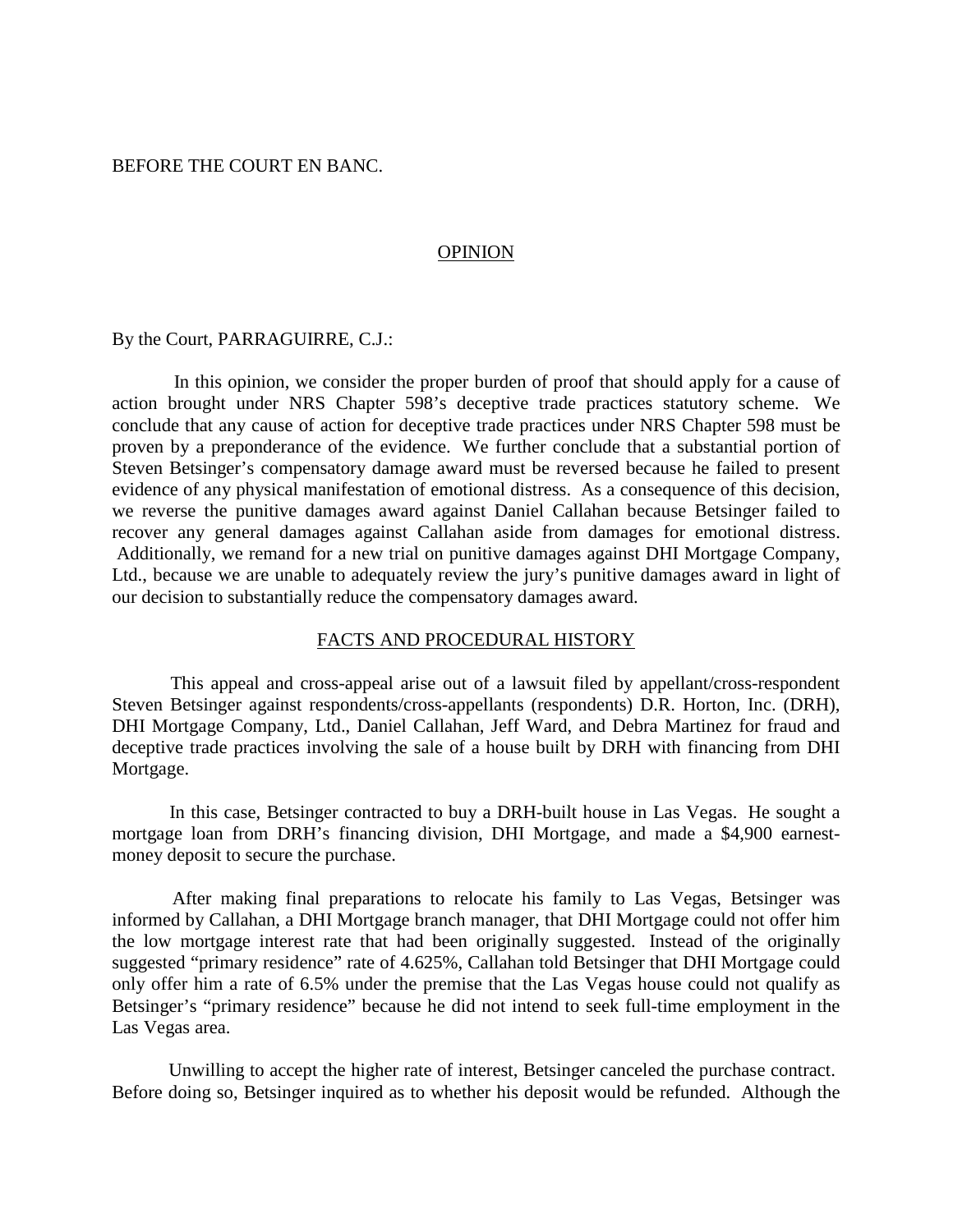BEFORE THE COURT EN BANC.

## OPINION

By the Court, PARRAGUIRRE, C.J.:

In this opinion, we consider the proper burden of proof that should apply for a cause of action brought under NRS Chapter 598's deceptive trade practices statutory scheme. We conclude that any cause of action for deceptive trade practices under NRS Chapter 598 must be proven by a preponderance of the evidence. We further conclude that a substantial portion of Steven Betsinger's compensatory damage award must be reversed because he failed to present evidence of any physical manifestation of emotional distress. As a consequence of this decision, we reverse the punitive damages award against Daniel Callahan because Betsinger failed to recover any general damages against Callahan aside from damages for emotional distress. Additionally, we remand for a new trial on punitive damages against DHI Mortgage Company, Ltd., because we are unable to adequately review the jury's punitive damages award in light of our decision to substantially reduce the compensatory damages award.

## FACTS AND PROCEDURAL HISTORY

This appeal and cross-appeal arise out of a lawsuit filed by appellant/cross-respondent Steven Betsinger against respondents/cross-appellants (respondents) D.R. Horton, Inc. (DRH), DHI Mortgage Company, Ltd., Daniel Callahan, Jeff Ward, and Debra Martinez for fraud and deceptive trade practices involving the sale of a house built by DRH with financing from DHI Mortgage.

In this case, Betsinger contracted to buy a DRH-built house in Las Vegas. He sought a mortgage loan from DRH's financing division, DHI Mortgage, and made a $4,900 earnest-money deposit to secure the purchase.

After making final preparations to relocate his family to Las Vegas, Betsinger was informed by Callahan, a DHI Mortgage branch manager, that DHI Mortgage could not offer him the low mortgage interest rate that had been originally suggested. Instead of the originally suggested "primary residence" rate of 4.625%, Callahan told Betsinger that DHI Mortgage could only offer him a rate of 6.5% under the premise that the Las Vegas house could not qualify as Betsinger's "primary residence" because he did not intend to seek full-time employment in the Las Vegas area.

Unwilling to accept the higher rate of interest, Betsinger canceled the purchase contract. Before doing so, Betsinger inquired as to whether his deposit would be refunded. Although the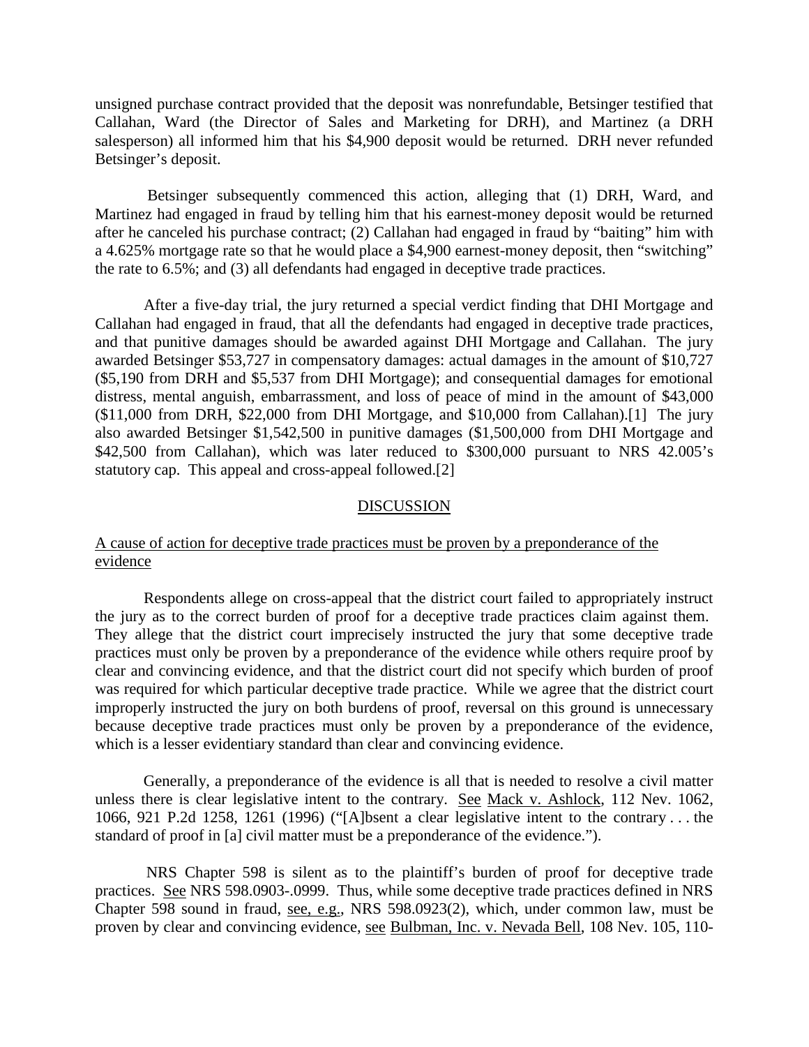unsigned purchase contract provided that the deposit was nonrefundable, Betsinger testified that Callahan, Ward (the Director of Sales and Marketing for DRH), and Martinez (a DRH salesperson) all informed him that his $4,900 deposit would be returned. DRH never refunded Betsinger's deposit.

Betsinger subsequently commenced this action, alleging that (1) DRH, Ward, and Martinez had engaged in fraud by telling him that his earnest-money deposit would be returned after he canceled his purchase contract; (2) Callahan had engaged in fraud by "baiting" him with a 4.625% mortgage rate so that he would place a $4,900 earnest-money deposit, then "switching" the rate to 6.5%; and (3) all defendants had engaged in deceptive trade practices.

After a five-day trial, the jury returned a special verdict finding that DHI Mortgage and Callahan had engaged in fraud, that all the defendants had engaged in deceptive trade practices, and that punitive damages should be awarded against DHI Mortgage and Callahan. The jury awarded Betsinger $53,727 in compensatory damages: actual damages in the amount of $10,727 ($5,190 from DRH and $5,537 from DHI Mortgage); and consequential damages for emotional distress, mental anguish, embarrassment, and loss of peace of mind in the amount of $43,000 ($11,000 from DRH, $22,000 from DHI Mortgage, and $10,000 from Callahan).[1] The jury also awarded Betsinger $1,542,500 in punitive damages ($1,500,000 from DHI Mortgage and $42,500 from Callahan), which was later reduced to $300,000 pursuant to NRS 42.005's statutory cap. This appeal and cross-appeal followed.[2]

## DISCUSSION

### A cause of action for deceptive trade practices must be proven by a preponderance of the evidence

Respondents allege on cross-appeal that the district court failed to appropriately instruct the jury as to the correct burden of proof for a deceptive trade practices claim against them. They allege that the district court imprecisely instructed the jury that some deceptive trade practices must only be proven by a preponderance of the evidence while others require proof by clear and convincing evidence, and that the district court did not specify which burden of proof was required for which particular deceptive trade practice. While we agree that the district court improperly instructed the jury on both burdens of proof, reversal on this ground is unnecessary because deceptive trade practices must only be proven by a preponderance of the evidence, which is a lesser evidentiary standard than clear and convincing evidence.

Generally, a preponderance of the evidence is all that is needed to resolve a civil matter unless there is clear legislative intent to the contrary. See Mack v. Ashlock, 112 Nev. 1062, 1066, 921 P.2d 1258, 1261 (1996) ("[A]bsent a clear legislative intent to the contrary . . . the standard of proof in [a] civil matter must be a preponderance of the evidence.").

NRS Chapter 598 is silent as to the plaintiff's burden of proof for deceptive trade practices. See NRS 598.0903-.0999. Thus, while some deceptive trade practices defined in NRS Chapter 598 sound in fraud, see, e.g., NRS 598.0923(2), which, under common law, must be proven by clear and convincing evidence, see Bulbman, Inc. v. Nevada Bell, 108 Nev. 105, 110-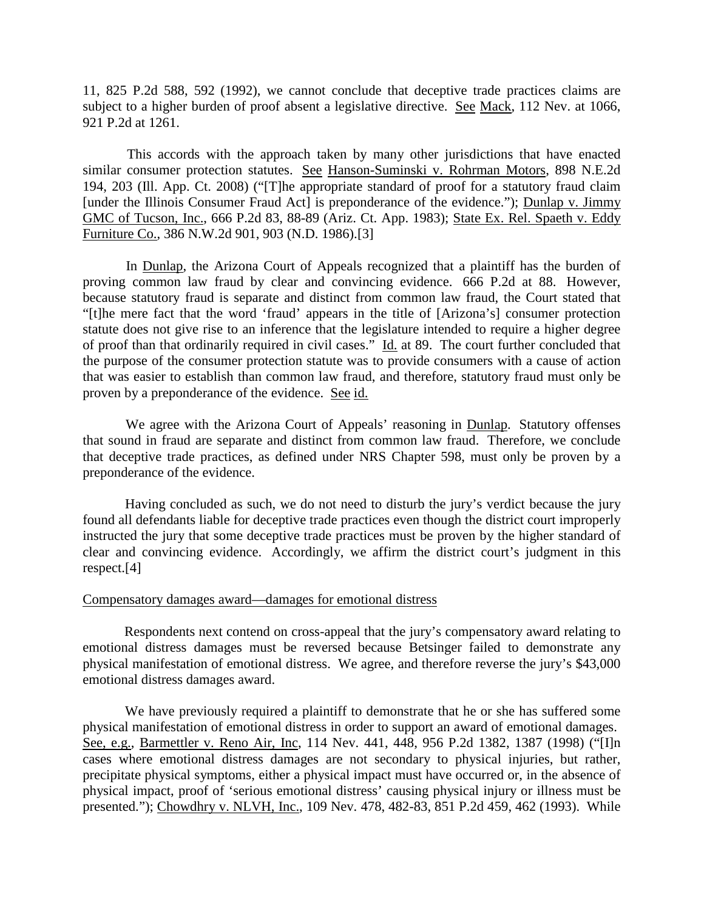11, 825 P.2d 588, 592 (1992), we cannot conclude that deceptive trade practices claims are subject to a higher burden of proof absent a legislative directive. See Mack, 112 Nev. at 1066, 921 P.2d at 1261.

This accords with the approach taken by many other jurisdictions that have enacted similar consumer protection statutes. See Hanson-Suminski v. Rohrman Motors, 898 N.E.2d 194, 203 (Ill. App. Ct. 2008) ("[T]he appropriate standard of proof for a statutory fraud claim [under the Illinois Consumer Fraud Act] is preponderance of the evidence."); Dunlap v. Jimmy GMC of Tucson, Inc., 666 P.2d 83, 88-89 (Ariz. Ct. App. 1983); State Ex. Rel. Spaeth v. Eddy Furniture Co., 386 N.W.2d 901, 903 (N.D. 1986).[3]

In Dunlap, the Arizona Court of Appeals recognized that a plaintiff has the burden of proving common law fraud by clear and convincing evidence. 666 P.2d at 88. However, because statutory fraud is separate and distinct from common law fraud, the Court stated that "[t]he mere fact that the word 'fraud' appears in the title of [Arizona's] consumer protection statute does not give rise to an inference that the legislature intended to require a higher degree of proof than that ordinarily required in civil cases." Id. at 89. The court further concluded that the purpose of the consumer protection statute was to provide consumers with a cause of action that was easier to establish than common law fraud, and therefore, statutory fraud must only be proven by a preponderance of the evidence. See id.

We agree with the Arizona Court of Appeals' reasoning in Dunlap. Statutory offenses that sound in fraud are separate and distinct from common law fraud. Therefore, we conclude that deceptive trade practices, as defined under NRS Chapter 598, must only be proven by a preponderance of the evidence.

Having concluded as such, we do not need to disturb the jury's verdict because the jury found all defendants liable for deceptive trade practices even though the district court improperly instructed the jury that some deceptive trade practices must be proven by the higher standard of clear and convincing evidence. Accordingly, we affirm the district court's judgment in this respect.[4]

Compensatory damages award—damages for emotional distress

Respondents next contend on cross-appeal that the jury's compensatory award relating to emotional distress damages must be reversed because Betsinger failed to demonstrate any physical manifestation of emotional distress. We agree, and therefore reverse the jury's $43,000 emotional distress damages award.

We have previously required a plaintiff to demonstrate that he or she has suffered some physical manifestation of emotional distress in order to support an award of emotional damages. See, e.g., Barmettler v. Reno Air, Inc, 114 Nev. 441, 448, 956 P.2d 1382, 1387 (1998) ("[I]n cases where emotional distress damages are not secondary to physical injuries, but rather, precipitate physical symptoms, either a physical impact must have occurred or, in the absence of physical impact, proof of 'serious emotional distress' causing physical injury or illness must be presented."); Chowdhry v. NLVH, Inc., 109 Nev. 478, 482-83, 851 P.2d 459, 462 (1993). While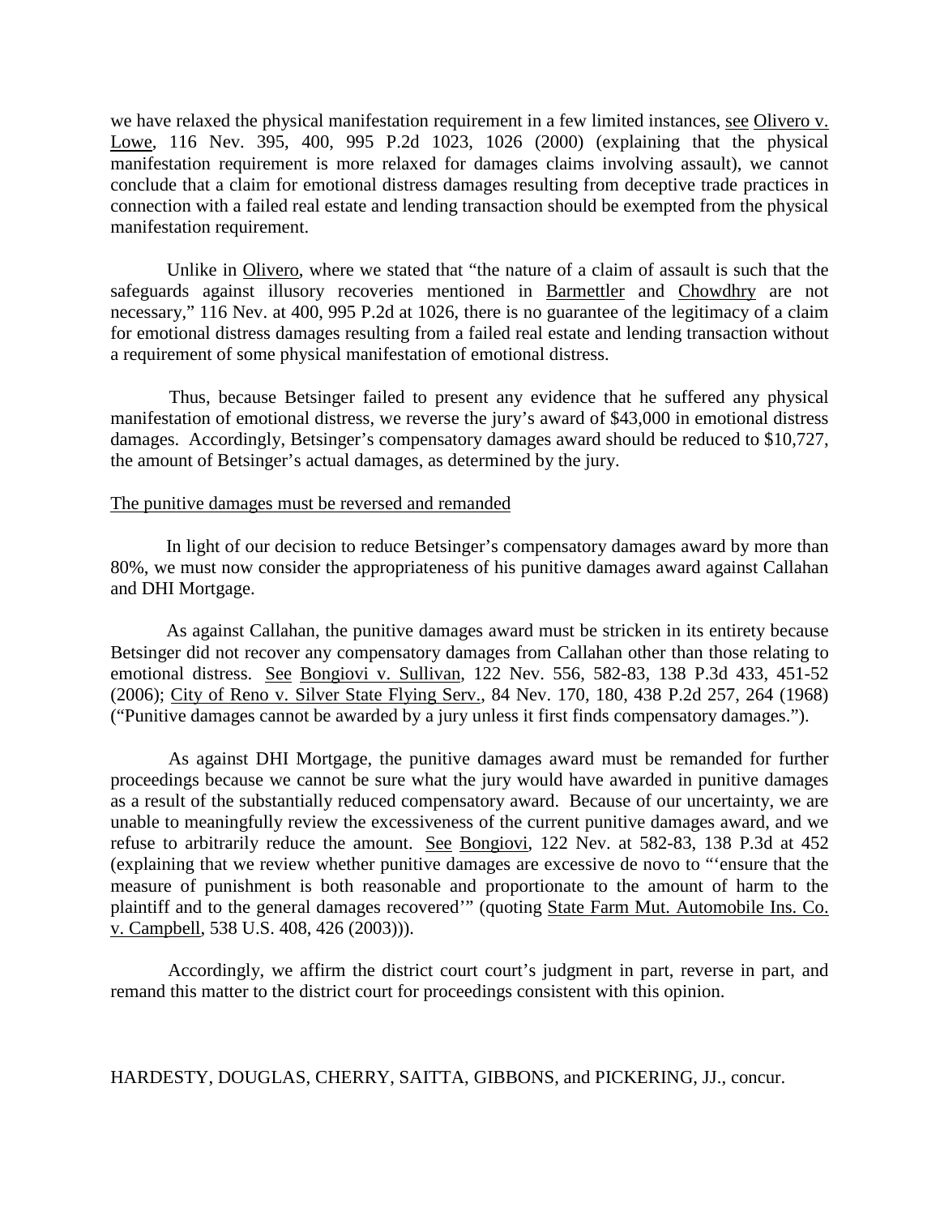we have relaxed the physical manifestation requirement in a few limited instances, see Olivero v. Lowe, 116 Nev. 395, 400, 995 P.2d 1023, 1026 (2000) (explaining that the physical manifestation requirement is more relaxed for damages claims involving assault), we cannot conclude that a claim for emotional distress damages resulting from deceptive trade practices in connection with a failed real estate and lending transaction should be exempted from the physical manifestation requirement.

Unlike in Olivero, where we stated that "the nature of a claim of assault is such that the safeguards against illusory recoveries mentioned in Barmettler and Chowdhry are not necessary," 116 Nev. at 400, 995 P.2d at 1026, there is no guarantee of the legitimacy of a claim for emotional distress damages resulting from a failed real estate and lending transaction without a requirement of some physical manifestation of emotional distress.

Thus, because Betsinger failed to present any evidence that he suffered any physical manifestation of emotional distress, we reverse the jury's award of $43,000 in emotional distress damages. Accordingly, Betsinger's compensatory damages award should be reduced to $10,727, the amount of Betsinger's actual damages, as determined by the jury.

The punitive damages must be reversed and remanded

In light of our decision to reduce Betsinger's compensatory damages award by more than 80%, we must now consider the appropriateness of his punitive damages award against Callahan and DHI Mortgage.

As against Callahan, the punitive damages award must be stricken in its entirety because Betsinger did not recover any compensatory damages from Callahan other than those relating to emotional distress. See Bongiovi v. Sullivan, 122 Nev. 556, 582-83, 138 P.3d 433, 451-52 (2006); City of Reno v. Silver State Flying Serv., 84 Nev. 170, 180, 438 P.2d 257, 264 (1968) ("Punitive damages cannot be awarded by a jury unless it first finds compensatory damages.").

As against DHI Mortgage, the punitive damages award must be remanded for further proceedings because we cannot be sure what the jury would have awarded in punitive damages as a result of the substantially reduced compensatory award. Because of our uncertainty, we are unable to meaningfully review the excessiveness of the current punitive damages award, and we refuse to arbitrarily reduce the amount. See Bongiovi, 122 Nev. at 582-83, 138 P.3d at 452 (explaining that we review whether punitive damages are excessive de novo to "'ensure that the measure of punishment is both reasonable and proportionate to the amount of harm to the plaintiff and to the general damages recovered'" (quoting State Farm Mut. Automobile Ins. Co. v. Campbell, 538 U.S. 408, 426 (2003))).

Accordingly, we affirm the district court court's judgment in part, reverse in part, and remand this matter to the district court for proceedings consistent with this opinion.

HARDESTY, DOUGLAS, CHERRY, SAITTA, GIBBONS, and PICKERING, JJ., concur.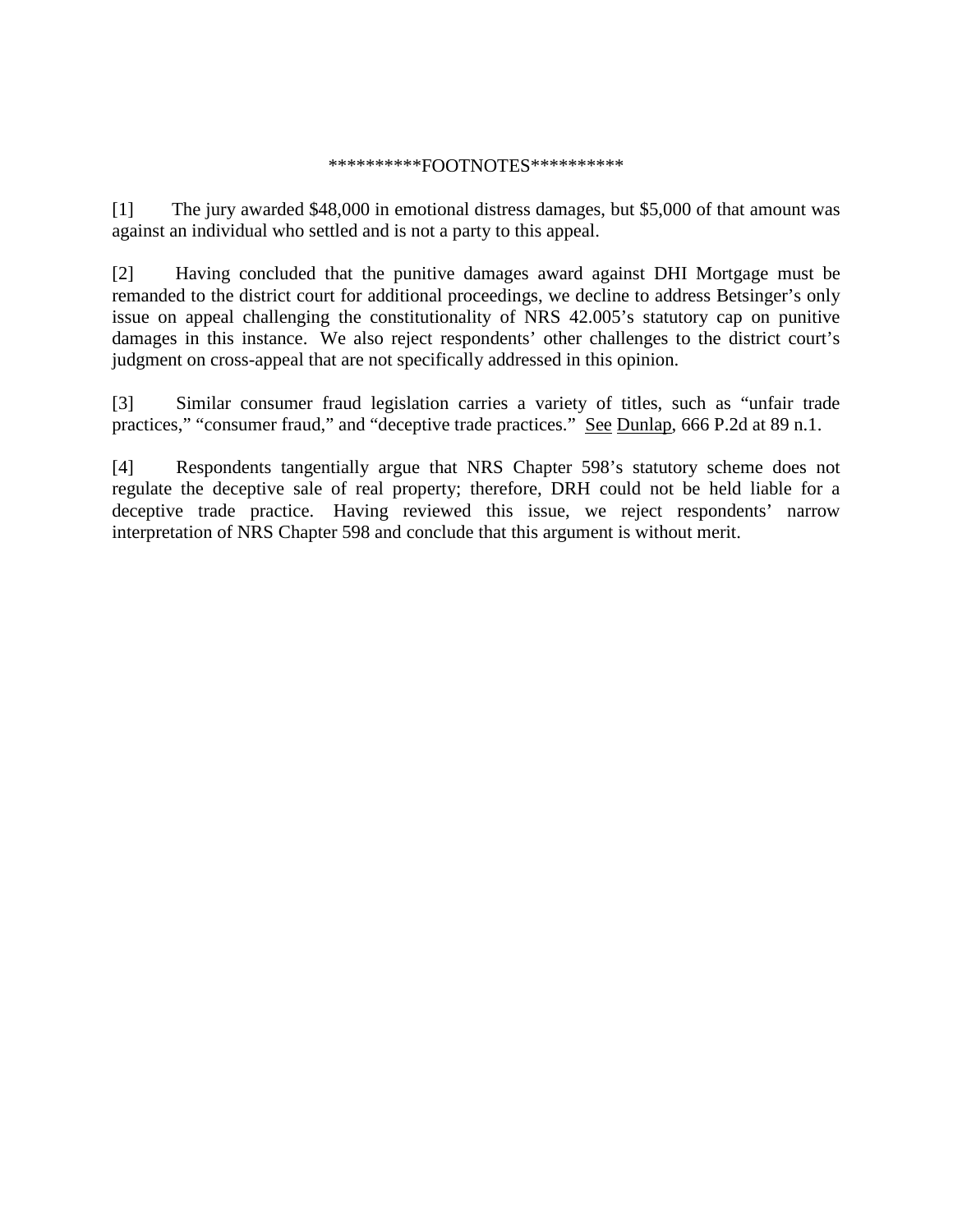**********FOOTNOTES**********

[1] The jury awarded $48,000 in emotional distress damages, but $5,000 of that amount was against an individual who settled and is not a party to this appeal.

[2] Having concluded that the punitive damages award against DHI Mortgage must be remanded to the district court for additional proceedings, we decline to address Betsinger's only issue on appeal challenging the constitutionality of NRS 42.005's statutory cap on punitive damages in this instance. We also reject respondents' other challenges to the district court's judgment on cross-appeal that are not specifically addressed in this opinion.

[3] Similar consumer fraud legislation carries a variety of titles, such as "unfair trade practices," "consumer fraud," and "deceptive trade practices." <u>See</u> <u>Dunlap</u>, 666 P.2d at 89 n.1.

[4] Respondents tangentially argue that NRS Chapter 598's statutory scheme does not regulate the deceptive sale of real property; therefore, DRH could not be held liable for a deceptive trade practice. Having reviewed this issue, we reject respondents' narrow interpretation of NRS Chapter 598 and conclude that this argument is without merit.